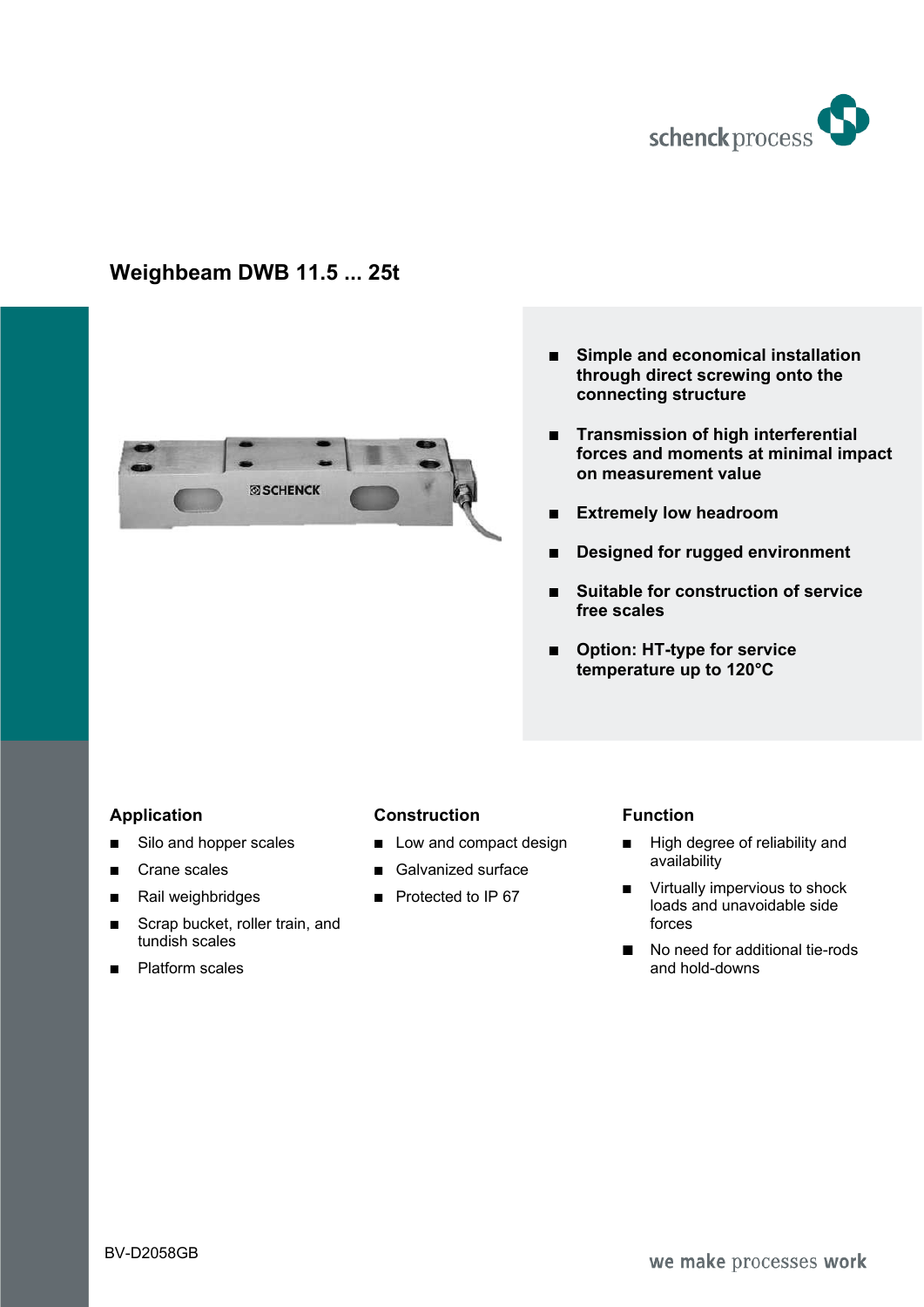# Weighbeam DWB 11.5 ... 25t

- **Simple and economical installation through direct screwing onto the connecting structure**
- **Transmission of high interferential forces and moments at minimal impact on measurement value**
- **Extremely low headroom**
- **Designed for rugged environment**
- **Suitable for construction of service free scales**
- **Option: HT-type for service temperature up to 120°C**

## Application

- Silo and hopper scales
- Crane scales
- Rail weighbridges
- Scrap bucket, roller train, and tundish scales
- Platform scales

## Construction

- Low and compact design
- Galvanized surface
- Protected to IP 67

## Function

- High degree of reliability and availability
- Virtually impervious to shock loads and unavoidable side forces
- No need for additional tie-rods and hold-downs

BV-D2058GB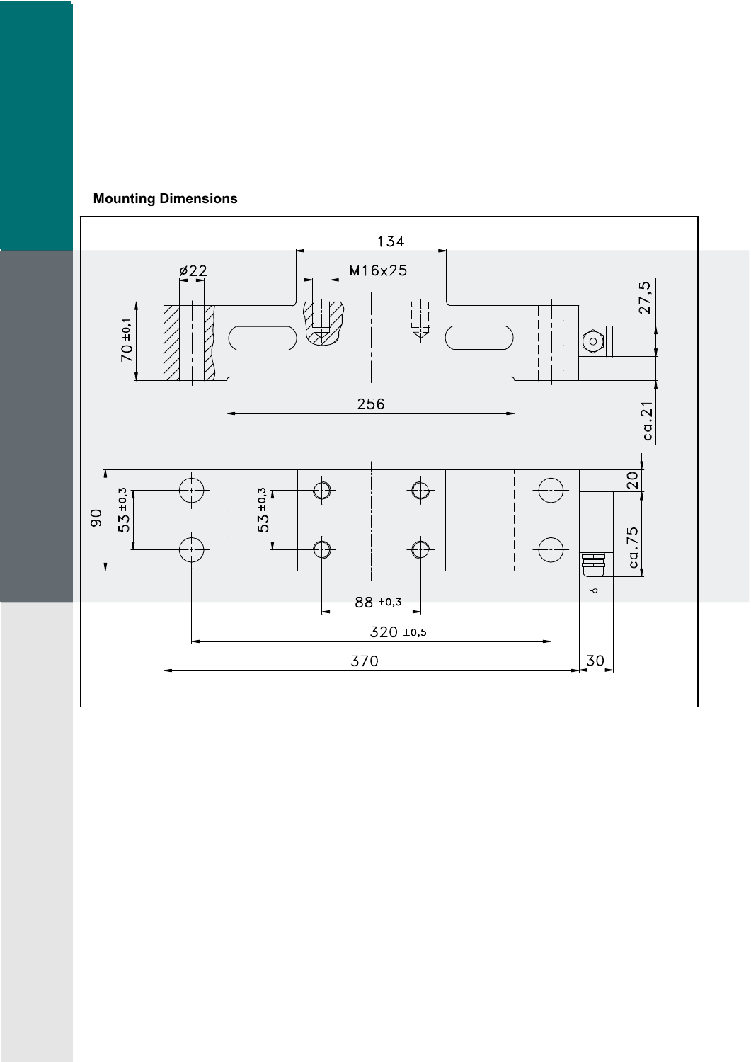**Mounting Dimensions**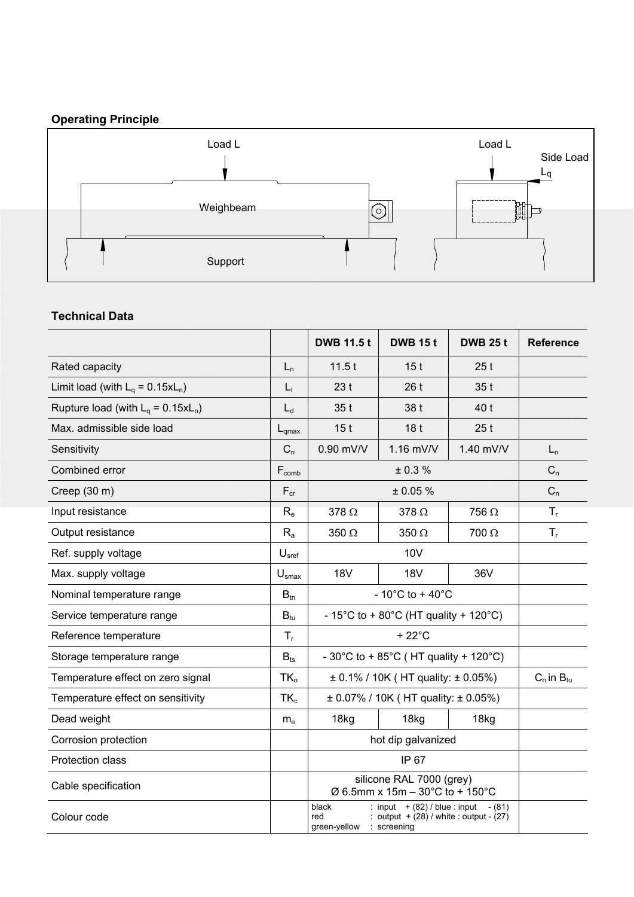## Operating Principle

Load L

Weighbeam

Support

Load L

Side Load $L_q$

## Technical Data

| | | DWB 11.5 t | DWB 15 t | DWB 25 t | Reference |
|---|---|---|---|---|---|
| Rated capacity | $L_n$ | 11.5 t | 15 t | 25 t | |
| Limit load (with $L_q = 0.15xL_n$) | $L_l$ | 23 t | 26 t | 35 t | |
| Rupture load (with $L_q = 0.15xL_n$) | $L_d$ | 35 t | 38 t | 40 t | |
| Max. admissible side load | $L_{qmax}$ | 15 t | 18 t | 25 t | |
| Sensitivity | $C_n$ | 0.90 mV/V | 1.16 mV/V | 1.40 mV/V | $L_n$ |
| Combined error | $F_{comb}$ | ± 0.3 % | | | $C_n$ |
| Creep (30 m) | $F_{cr}$ | ± 0.05 % | | | $C_n$ |
| Input resistance | $R_e$ | 378 Ω | 378 Ω | 756 Ω | $T_r$ |
| Output resistance | $R_a$ | 350 Ω | 350 Ω | 700 Ω | $T_r$ |
| Ref. supply voltage | $U_{sref}$ | 10V | | | |
| Max. supply voltage | $U_{smax}$ | 18V | 18V | 36V | |
| Nominal temperature range | $B_{tn}$ | - 10°C to + 40°C | | | |
| Service temperature range | $B_{tu}$ | - 15°C to + 80°C (HT quality + 120°C) | | | |
| Reference temperature | $T_r$ | + 22°C | | | |
| Storage temperature range | $B_{ts}$ | - 30°C to + 85°C ( HT quality + 120°C) | | | |
| Temperature effect on zero signal | $TK_o$ | ± 0.1% / 10K ( HT quality: ± 0.05%) | | | $C_n$ in $B_{tu}$ |
| Temperature effect on sensitivity | $TK_c$ | ± 0.07% / 10K ( HT quality: ± 0.05%) | | | |
| Dead weight | $m_e$ | 18kg | 18kg | 18kg | |
| Corrosion protection | | hot dip galvanized | | | |
| Protection class | | IP 67 | | | |
| Cable specification | | silicone RAL 7000 (grey) Ø 6.5mm x 15m – 30°C to + 150°C | | | |
| Colour code | | black : input + (82) / blue : input - (81); red : output + (28) / white : output - (27); green-yellow : screening | | | |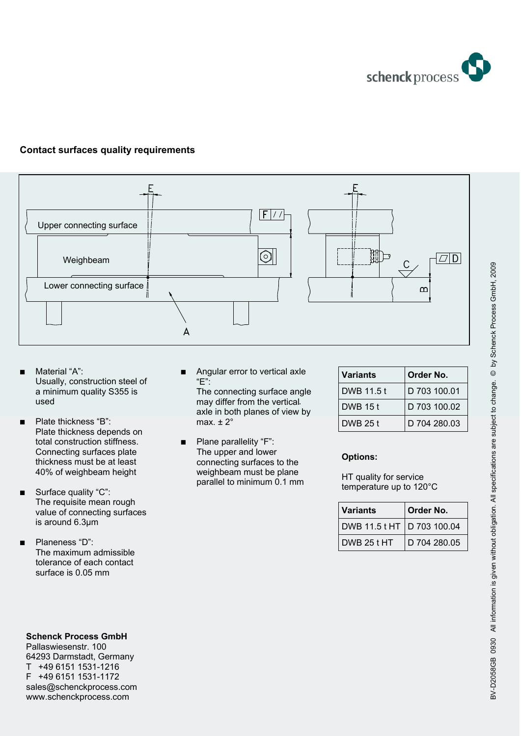## Contact surfaces quality requirements

Upper connecting surface

Weighbeam

Lower connecting surface

- Material "A":
  Usually, construction steel of a minimum quality S355 is used
- Plate thickness "B":
  Plate thickness depends on total construction stiffness. Connecting surfaces plate thickness must be at least 40% of weighbeam height
- Surface quality "C":
  The requisite mean rough value of connecting surfaces is around 6.3µm
- Planeness "D":
  The maximum admissible tolerance of each contact surface is 0.05 mm
- Angular error to vertical axle "E":
  The connecting surface angle may differ from the vertical axle in both planes of view by max. ± 2°
- Plane parallelity "F":
  The upper and lower connecting surfaces to the weighbeam must be plane parallel to minimum 0.1 mm

| Variants | Order No. |
|---|---|
| DWB 11.5 t | D 703 100.01 |
| DWB 15 t | D 703 100.02 |
| DWB 25 t | D 704 280.03 |

**Options:**

HT quality for service temperature up to 120°C

| Variants | Order No. |
|---|---|
| DWB 11.5 t HT | D 703 100.04 |
| DWB 25 t HT | D 704 280.05 |

**Schenck Process GmbH**
Pallaswiesenstr. 100
64293 Darmstadt, Germany
T +49 6151 1531-1216
F +49 6151 1531-1172
sales@schenckprocess.com
www.schenckprocess.com

BV-D2058GB 0930 All information is given without obligation. All specifications are subject to change. © by Schenck Process GmbH, 2009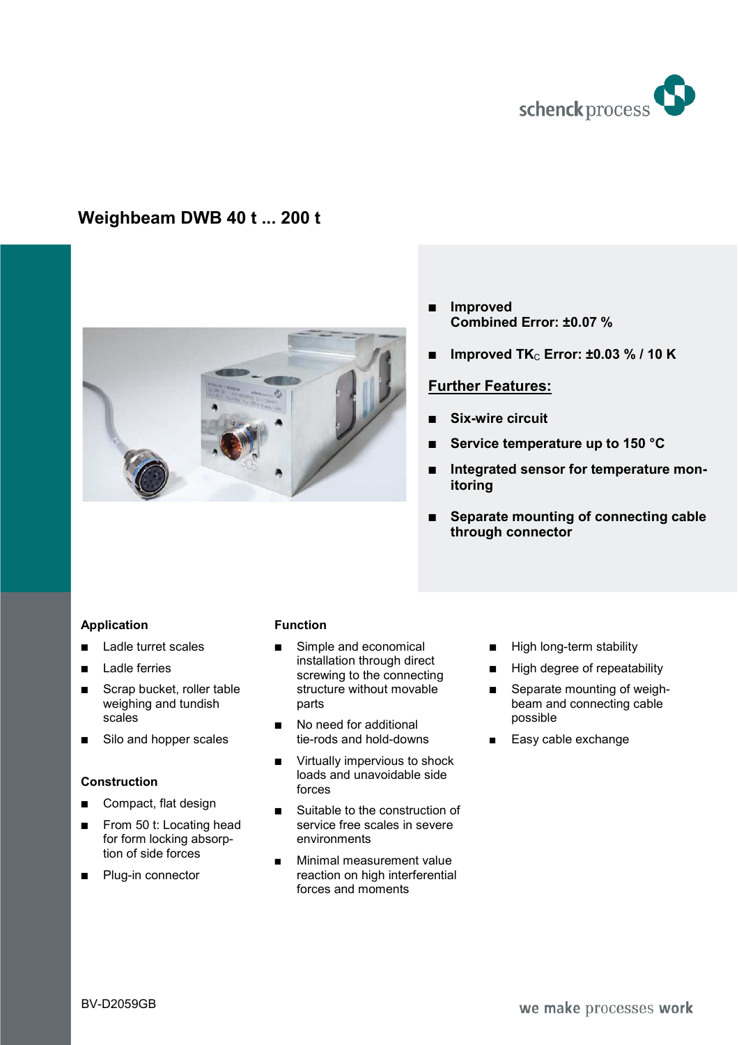schenck process

# Weighbeam DWB 40 t ... 200 t

- **Improved Combined Error: ±0.07 %**
- **Improved $TK_C$ Error: ±0.03 % / 10 K**

## Further Features:

- **Six-wire circuit**
- **Service temperature up to 150 °C**
- **Integrated sensor for temperature monitoring**
- **Separate mounting of connecting cable through connector**

### Application

- Ladle turret scales
- Ladle ferries
- Scrap bucket, roller table weighing and tundish scales
- Silo and hopper scales

### Construction

- Compact, flat design
- From 50 t: Locating head for form locking absorption of side forces
- Plug-in connector

### Function

- Simple and economical installation through direct screwing to the connecting structure without movable parts
- No need for additional tie-rods and hold-downs
- Virtually impervious to shock loads and unavoidable side forces
- Suitable to the construction of service free scales in severe environments
- Minimal measurement value reaction on high interferential forces and moments
- High long-term stability
- High degree of repeatability
- Separate mounting of weighbeam and connecting cable possible
- Easy cable exchange

BV-D2059GB

we make processes work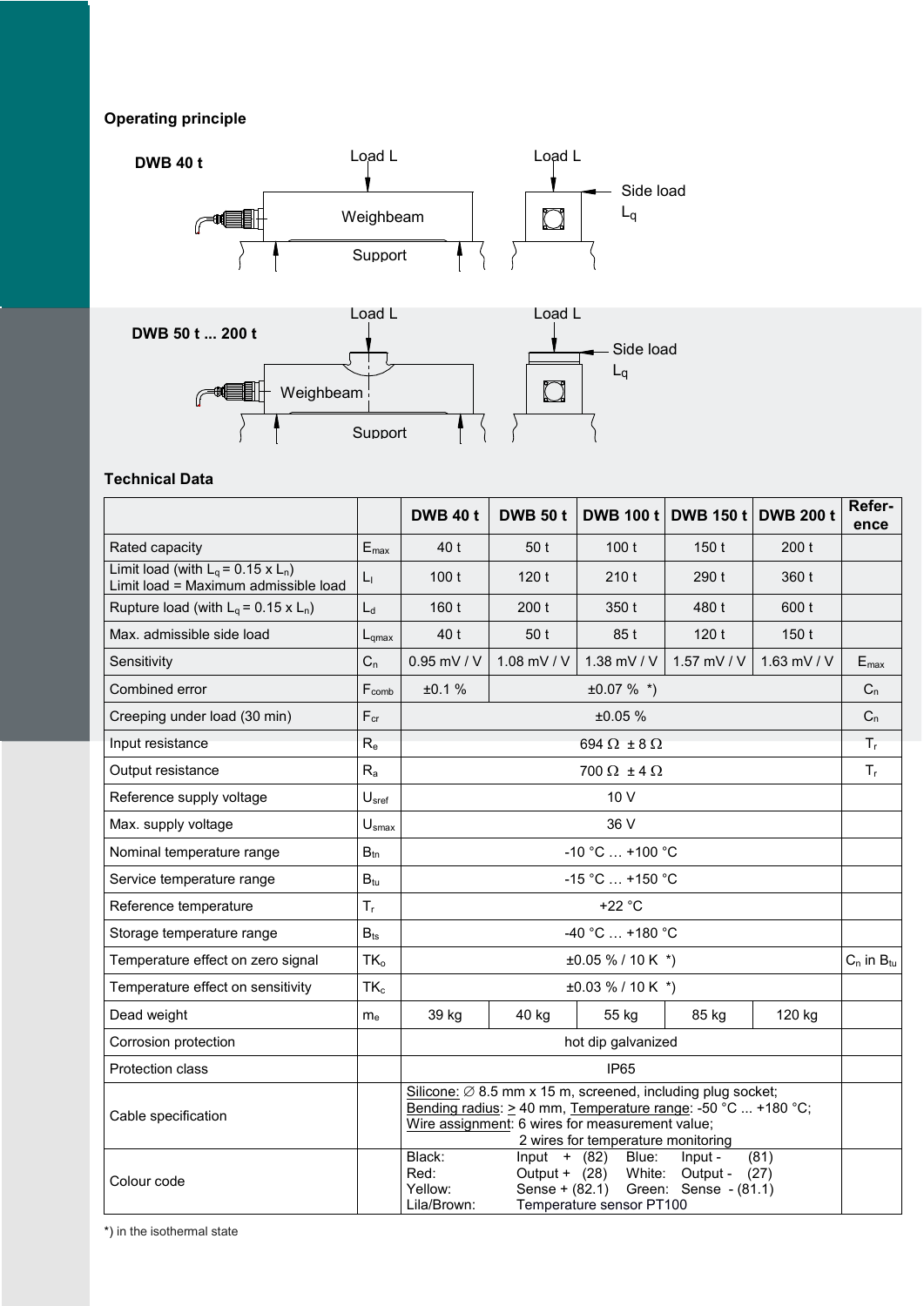## Operating principle

**DWB 40 t**

Load L — Weighbeam — Support — Load L — Side load $L_q$

**DWB 50 t ... 200 t**

Load L — Weighbeam — Support — Load L — Side load $L_q$

## Technical Data

| | | DWB 40 t | DWB 50 t | DWB 100 t | DWB 150 t | DWB 200 t | Refer-ence |
|---|---|---|---|---|---|---|---|
| Rated capacity | $E_{max}$ | 40 t | 50 t | 100 t | 150 t | 200 t | |
| Limit load (with $L_q = 0.15 \times L_n$) Limit load = Maximum admissible load | $L_l$ | 100 t | 120 t | 210 t | 290 t | 360 t | |
| Rupture load (with $L_q = 0.15 \times L_n$) | $L_d$ | 160 t | 200 t | 350 t | 480 t | 600 t | |
| Max. admissible side load | $L_{qmax}$ | 40 t | 50 t | 85 t | 120 t | 150 t | |
| Sensitivity | $C_n$ | 0.95 mV / V | 1.08 mV / V | 1.38 mV / V | 1.57 mV / V | 1.63 mV / V | $E_{max}$ |
| Combined error | $F_{comb}$ | ±0.1 % | ±0.07 % *) | | | | $C_n$ |
| Creeping under load (30 min) | $F_{cr}$ | ±0.05 % | | | | | $C_n$ |
| Input resistance | $R_e$ | 694 Ω ± 8 Ω | | | | | $T_r$ |
| Output resistance | $R_a$ | 700 Ω ± 4 Ω | | | | | $T_r$ |
| Reference supply voltage | $U_{sref}$ | 10 V | | | | | |
| Max. supply voltage | $U_{smax}$ | 36 V | | | | | |
| Nominal temperature range | $B_{tn}$ | -10 °C … +100 °C | | | | | |
| Service temperature range | $B_{tu}$ | -15 °C … +150 °C | | | | | |
| Reference temperature | $T_r$ | +22 °C | | | | | |
| Storage temperature range | $B_{ts}$ | -40 °C … +180 °C | | | | | |
| Temperature effect on zero signal | $TK_o$ | ±0.05 % / 10 K *) | | | | | $C_n$ in $B_{tu}$ |
| Temperature effect on sensitivity | $TK_c$ | ±0.03 % / 10 K *) | | | | | |
| Dead weight | $m_e$ | 39 kg | 40 kg | 55 kg | 85 kg | 120 kg | |
| Corrosion protection | | hot dip galvanized | | | | | |
| Protection class | | IP65 | | | | | |
| Cable specification | | Silicone: ∅ 8.5 mm x 15 m, screened, including plug socket; Bending radius: ≥ 40 mm, Temperature range: -50 °C ... +180 °C; Wire assignment: 6 wires for measurement value; 2 wires for temperature monitoring | | | | | |
| Colour code | | Black: Input + (82); Blue: Input - (81); Red: Output + (28); White: Output - (27); Yellow: Sense + (82.1); Green: Sense - (81.1); Lila/Brown: Temperature sensor PT100 | | | | | |

*) in the isothermal state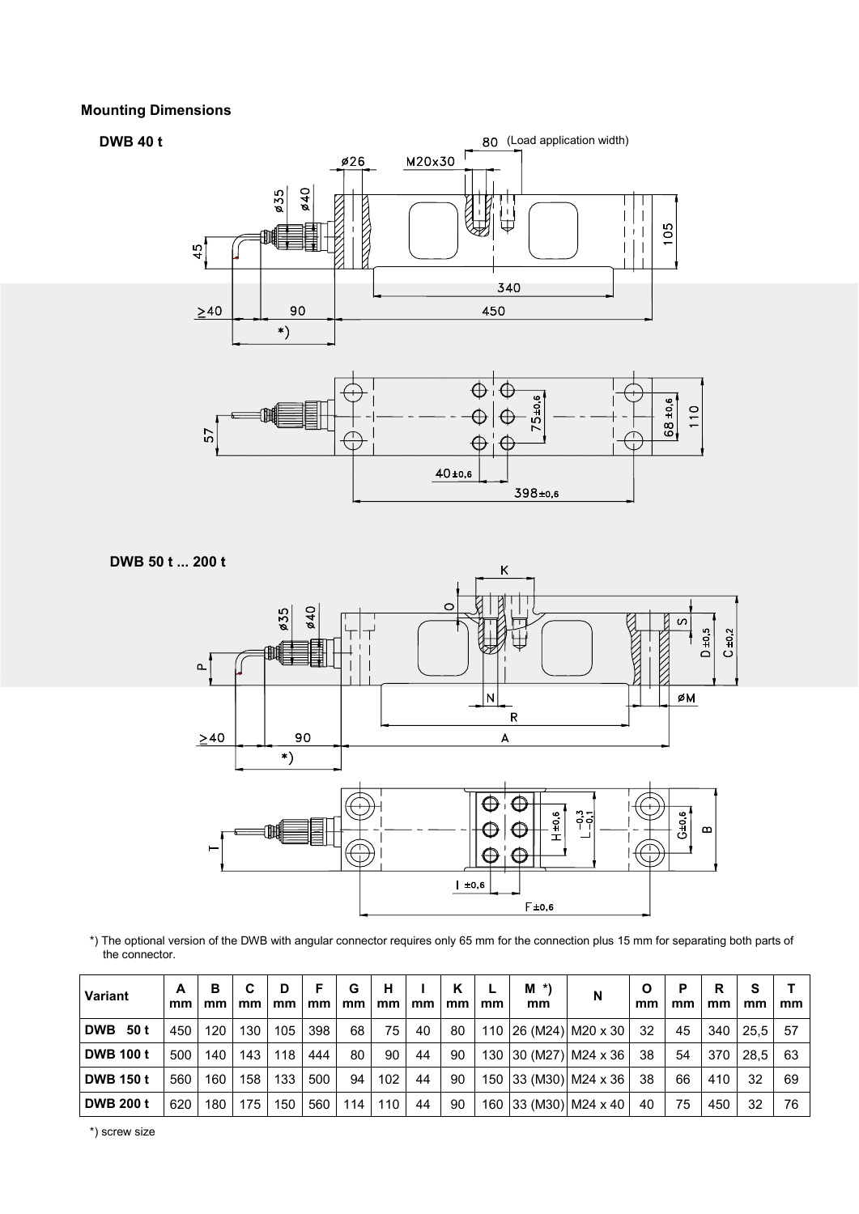**Mounting Dimensions**

**DWB 40 t**

**DWB 50 t ... 200 t**

*) The optional version of the DWB with angular connector requires only 65 mm for the connection plus 15 mm for separating both parts of the connector.

| Variant | A mm | B mm | C mm | D mm | F mm | G mm | H mm | I mm | K mm | L mm | M *) mm | N | O mm | P mm | R mm | S mm | T mm |
|---|---|---|---|---|---|---|---|---|---|---|---|---|---|---|---|---|---|
| **DWB 50 t** | 450 | 120 | 130 | 105 | 398 | 68 | 75 | 40 | 80 | 110 | 26 (M24) | M20 x 30 | 32 | 45 | 340 | 25,5 | 57 |
| **DWB 100 t** | 500 | 140 | 143 | 118 | 444 | 80 | 90 | 44 | 90 | 130 | 30 (M27) | M24 x 36 | 38 | 54 | 370 | 28,5 | 63 |
| **DWB 150 t** | 560 | 160 | 158 | 133 | 500 | 94 | 102 | 44 | 90 | 150 | 33 (M30) | M24 x 36 | 38 | 66 | 410 | 32 | 69 |
| **DWB 200 t** | 620 | 180 | 175 | 150 | 560 | 114 | 110 | 44 | 90 | 160 | 33 (M30) | M24 x 40 | 40 | 75 | 450 | 32 | 76 |

*) screw size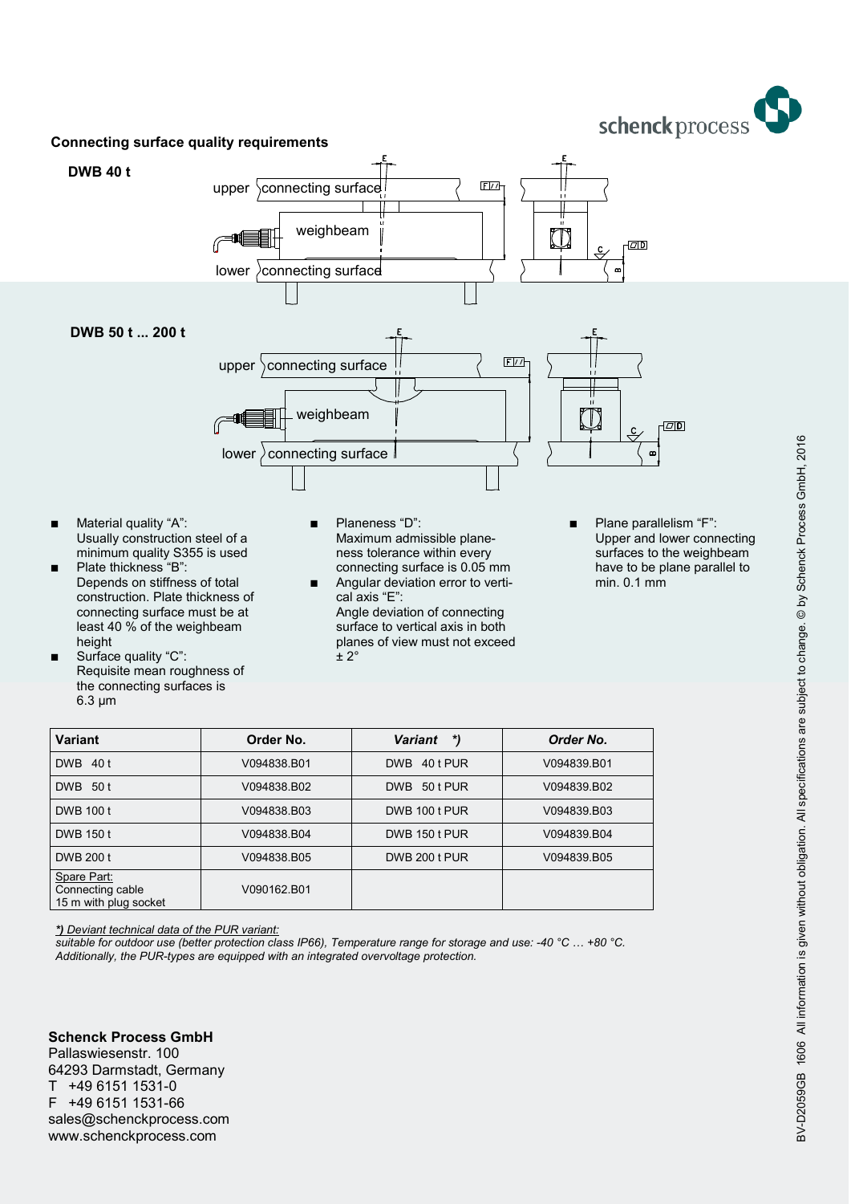## Connecting surface quality requirements

**DWB 40 t**

upper connecting surface

weighbeam

lower connecting surface

**DWB 50 t ... 200 t**

upper connecting surface

weighbeam

lower connecting surface

- Material quality "A": Usually construction steel of a minimum quality S355 is used
- Plate thickness "B": Depends on stiffness of total construction. Plate thickness of connecting surface must be at least 40 % of the weighbeam height
- Surface quality "C": Requisite mean roughness of the connecting surfaces is 6.3 µm
- Planeness "D": Maximum admissible planeness tolerance within every connecting surface is 0.05 mm
- Angular deviation error to vertical axis "E": Angle deviation of connecting surface to vertical axis in both planes of view must not exceed ± 2°
- Plane parallelism "F": Upper and lower connecting surfaces to the weighbeam have to be plane parallel to min. 0.1 mm

| Variant | Order No. | *Variant \*)* | *Order No.* |
|---|---|---|---|
| DWB 40 t | V094838.B01 | DWB 40 t PUR | V094839.B01 |
| DWB 50 t | V094838.B02 | DWB 50 t PUR | V094839.B02 |
| DWB 100 t | V094838.B03 | DWB 100 t PUR | V094839.B03 |
| DWB 150 t | V094838.B04 | DWB 150 t PUR | V094839.B04 |
| DWB 200 t | V094838.B05 | DWB 200 t PUR | V094839.B05 |
| Spare Part: Connecting cable 15 m with plug socket | V090162.B01 | | |

*\*) Deviant technical data of the PUR variant:*
*suitable for outdoor use (better protection class IP66), Temperature range for storage and use: -40 °C … +80 °C. Additionally, the PUR-types are equipped with an integrated overvoltage protection.*

**Schenck Process GmbH**
Pallaswiesenstr. 100
64293 Darmstadt, Germany
T +49 6151 1531-0
F +49 6151 1531-66
sales@schenckprocess.com
www.schenckprocess.com

BV-D2059GB 1606 All information is given without obligation. All specifications are subject to change. © by Schenck Process GmbH, 2016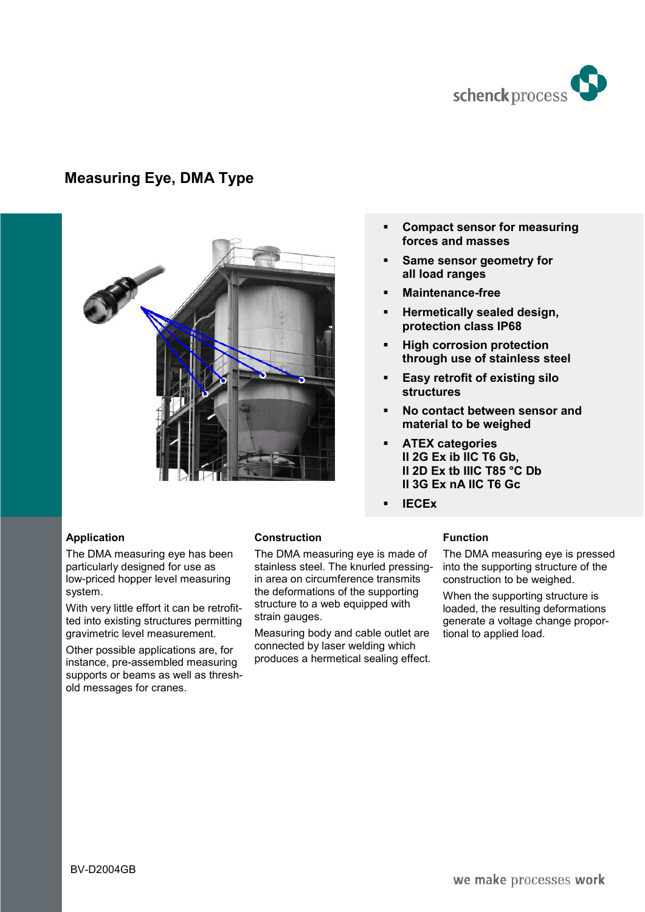# Measuring Eye, DMA Type

- **Compact sensor for measuring forces and masses**
- **Same sensor geometry for all load ranges**
- **Maintenance-free**
- **Hermetically sealed design, protection class IP68**
- **High corrosion protection through use of stainless steel**
- **Easy retrofit of existing silo structures**
- **No contact between sensor and material to be weighed**
- **ATEX categories**
  **II 2G Ex ib IIC T6 Gb,**
  **II 2D Ex tb IIIC T85 °C Db**
  **II 3G Ex nA IIC T6 Gc**
- **IECEx**

### Application

The DMA measuring eye has been particularly designed for use as low-priced hopper level measuring system.

With very little effort it can be retrofitted into existing structures permitting gravimetric level measurement.

Other possible applications are, for instance, pre-assembled measuring supports or beams as well as threshold messages for cranes.

### Construction

The DMA measuring eye is made of stainless steel. The knurled pressing-in area on circumference transmits the deformations of the supporting structure to a web equipped with strain gauges.

Measuring body and cable outlet are connected by laser welding which produces a hermetical sealing effect.

### Function

The DMA measuring eye is pressed into the supporting structure of the construction to be weighed.

When the supporting structure is loaded, the resulting deformations generate a voltage change proportional to applied load.

BV-D2004GB